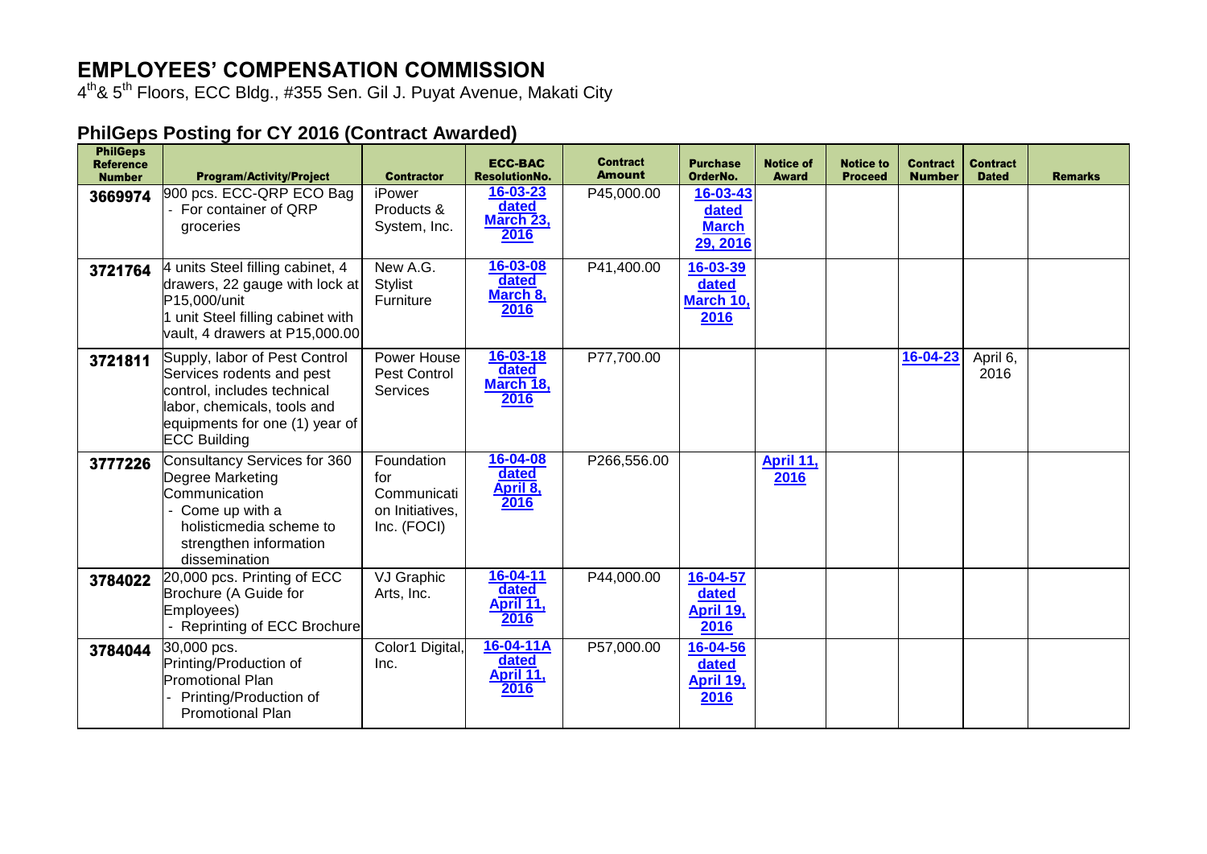# EMPLOYEES' COMPENSATION COMMISSION

4th & 5th Floors, ECC Bldg., #355 Sen. Gil J. Puyat Avenue, Makati City

## PhilGeps Posting for CY 2016 (Contract Awarded)

| PhilGeps Reference Number | Program/Activity/Project | Contractor | ECC-BAC ResolutionNo. | Contract Amount | Purchase OrderNo. | Notice of Award | Notice to Proceed | Contract Number | Contract Dated | Remarks |
|---|---|---|---|---|---|---|---|---|---|---|
| 3669974 | 900 pcs. ECC-QRP ECO Bag<br>- For container of QRP groceries | iPower Products & System, Inc. | 16-03-23 dated March 23, 2016 | P45,000.00 | 16-03-43 dated March 29, 2016 | | | | | |
| 3721764 | 4 units Steel filling cabinet, 4 drawers, 22 gauge with lock at P15,000/unit<br>1 unit Steel filling cabinet with vault, 4 drawers at P15,000.00 | New A.G. Stylist Furniture | 16-03-08 dated March 8, 2016 | P41,400.00 | 16-03-39 dated March 10, 2016 | | | | | |
| 3721811 | Supply, labor of Pest Control Services rodents and pest control, includes technical labor, chemicals, tools and equipments for one (1) year of ECC Building | Power House Pest Control Services | 16-03-18 dated March 18, 2016 | P77,700.00 | | | | 16-04-23 | April 6, 2016 | |
| 3777226 | Consultancy Services for 360 Degree Marketing Communication<br>- Come up with a holisticmedia scheme to strengthen information dissemination | Foundation for Communication Initiatives, Inc. (FOCI) | 16-04-08 dated April 8, 2016 | P266,556.00 | | April 11, 2016 | | | | |
| 3784022 | 20,000 pcs. Printing of ECC Brochure (A Guide for Employees)<br>- Reprinting of ECC Brochure | VJ Graphic Arts, Inc. | 16-04-11 dated April 11, 2016 | P44,000.00 | 16-04-57 dated April 19, 2016 | | | | | |
| 3784044 | 30,000 pcs. Printing/Production of Promotional Plan<br>- Printing/Production of Promotional Plan | Color1 Digital, Inc. | 16-04-11A dated April 11, 2016 | P57,000.00 | 16-04-56 dated April 19, 2016 | | | | | |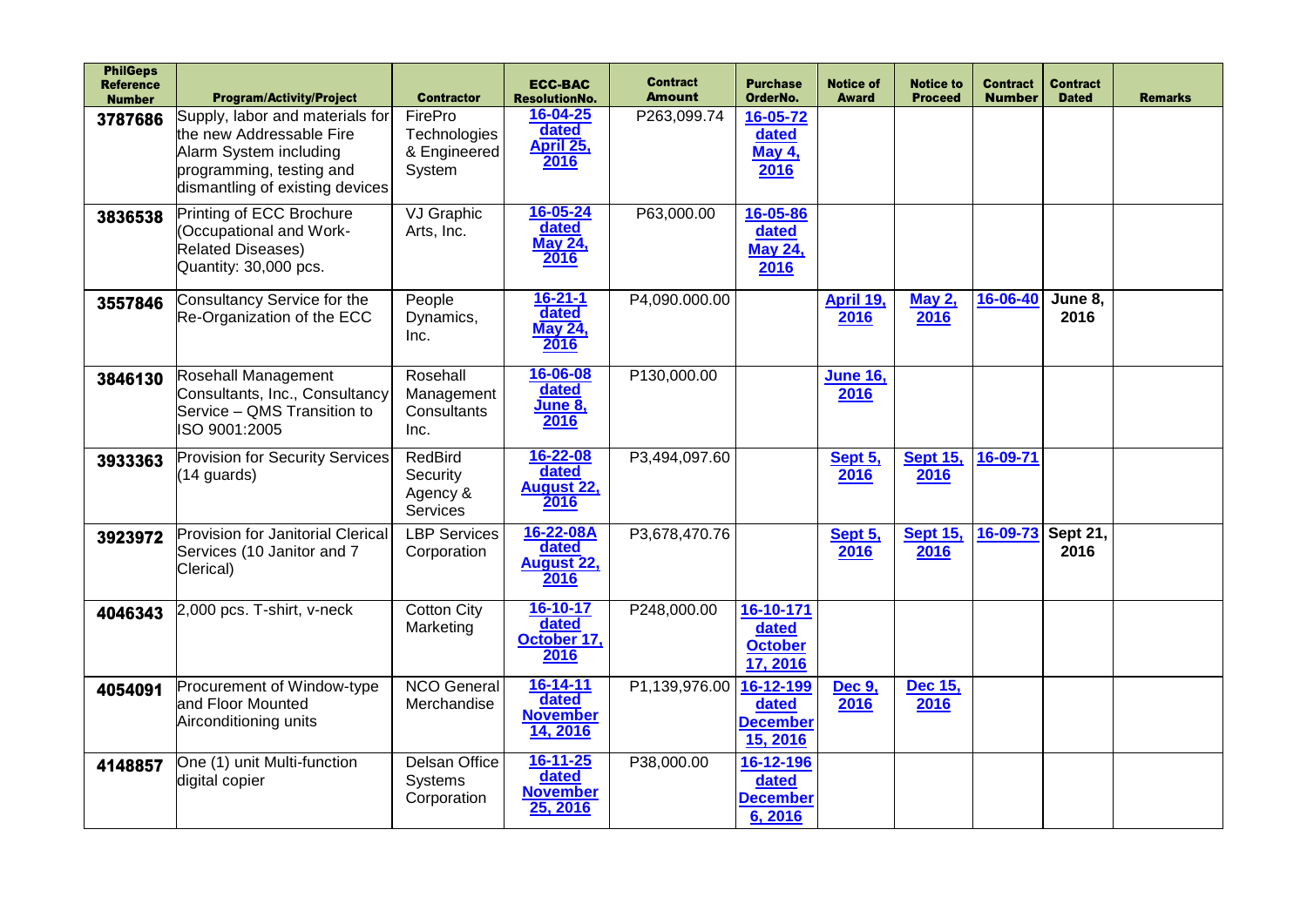| PhilGeps Reference Number | Program/Activity/Project | Contractor | ECC-BAC ResolutionNo. | Contract Amount | Purchase OrderNo. | Notice of Award | Notice to Proceed | Contract Number | Contract Dated | Remarks |
|---|---|---|---|---|---|---|---|---|---|---|
| 3787686 | Supply, labor and materials for the new Addressable Fire Alarm System including programming, testing and dismantling of existing devices | FirePro Technologies & Engineered System | 16-04-25 dated April 25, 2016 | P263,099.74 | 16-05-72 dated May 4, 2016 | | | | | |
| 3836538 | Printing of ECC Brochure (Occupational and Work-Related Diseases) Quantity: 30,000 pcs. | VJ Graphic Arts, Inc. | 16-05-24 dated May 24, 2016 | P63,000.00 | 16-05-86 dated May 24, 2016 | | | | | |
| 3557846 | Consultancy Service for the Re-Organization of the ECC | People Dynamics, Inc. | 16-21-1 dated May 24, 2016 | P4,090.000.00 | | April 19, 2016 | May 2, 2016 | 16-06-40 | June 8, 2016 | |
| 3846130 | Rosehall Management Consultants, Inc., Consultancy Service – QMS Transition to ISO 9001:2005 | Rosehall Management Consultants Inc. | 16-06-08 dated June 8, 2016 | P130,000.00 | | June 16, 2016 | | | | |
| 3933363 | Provision for Security Services (14 guards) | RedBird Security Agency & Services | 16-22-08 dated August 22, 2016 | P3,494,097.60 | | Sept 5, 2016 | Sept 15, 2016 | 16-09-71 | | |
| 3923972 | Provision for Janitorial Clerical Services (10 Janitor and 7 Clerical) | LBP Services Corporation | 16-22-08A dated August 22, 2016 | P3,678,470.76 | | Sept 5, 2016 | Sept 15, 2016 | 16-09-73 | Sept 21, 2016 | |
| 4046343 | 2,000 pcs. T-shirt, v-neck | Cotton City Marketing | 16-10-17 dated October 17, 2016 | P248,000.00 | 16-10-171 dated October 17, 2016 | | | | | |
| 4054091 | Procurement of Window-type and Floor Mounted Airconditioning units | NCO General Merchandise | 16-14-11 dated November 14, 2016 | P1,139,976.00 | 16-12-199 dated December 15, 2016 | Dec 9, 2016 | Dec 15, 2016 | | | |
| 4148857 | One (1) unit Multi-function digital copier | Delsan Office Systems Corporation | 16-11-25 dated November 25, 2016 | P38,000.00 | 16-12-196 dated December 6, 2016 | | | | | |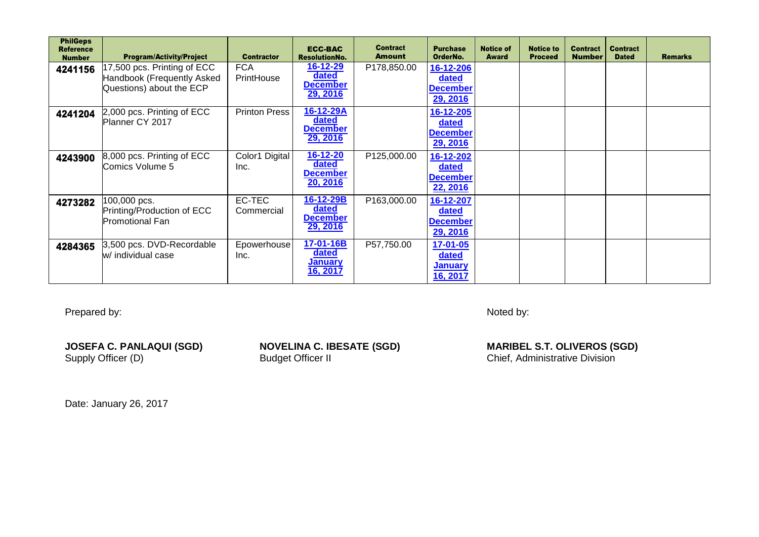| PhilGeps Reference Number | Program/Activity/Project | Contractor | ECC-BAC ResolutionNo. | Contract Amount | Purchase OrderNo. | Notice of Award | Notice to Proceed | Contract Number | Contract Dated | Remarks |
|---|---|---|---|---|---|---|---|---|---|---|
| **4241156** | 17,500 pcs. Printing of ECC Handbook (Frequently Asked Questions) about the ECP | FCA PrintHouse | 16-12-29 dated December 29, 2016 | P178,850.00 | 16-12-206 dated December 29, 2016 | | | | | |
| **4241204** | 2,000 pcs. Printing of ECC Planner CY 2017 | Printon Press | 16-12-29A dated December 29, 2016 | | 16-12-205 dated December 29, 2016 | | | | | |
| **4243900** | 8,000 pcs. Printing of ECC Comics Volume 5 | Color1 Digital Inc. | 16-12-20 dated December 20, 2016 | P125,000.00 | 16-12-202 dated December 22, 2016 | | | | | |
| **4273282** | 100,000 pcs. Printing/Production of ECC Promotional Fan | EC-TEC Commercial | 16-12-29B dated December 29, 2016 | P163,000.00 | 16-12-207 dated December 29, 2016 | | | | | |
| **4284365** | 3,500 pcs. DVD-Recordable w/ individual case | Epowerhouse Inc. | 17-01-16B dated January 16, 2017 | P57,750.00 | 17-01-05 dated January 16, 2017 | | | | | |

Prepared by:

**JOSEFA C. PANLAQUI (SGD)**
Supply Officer (D)

**NOVELINA C. IBESATE (SGD)**
Budget Officer II

Noted by:

**MARIBEL S.T. OLIVEROS (SGD)**
Chief, Administrative Division

Date: January 26, 2017